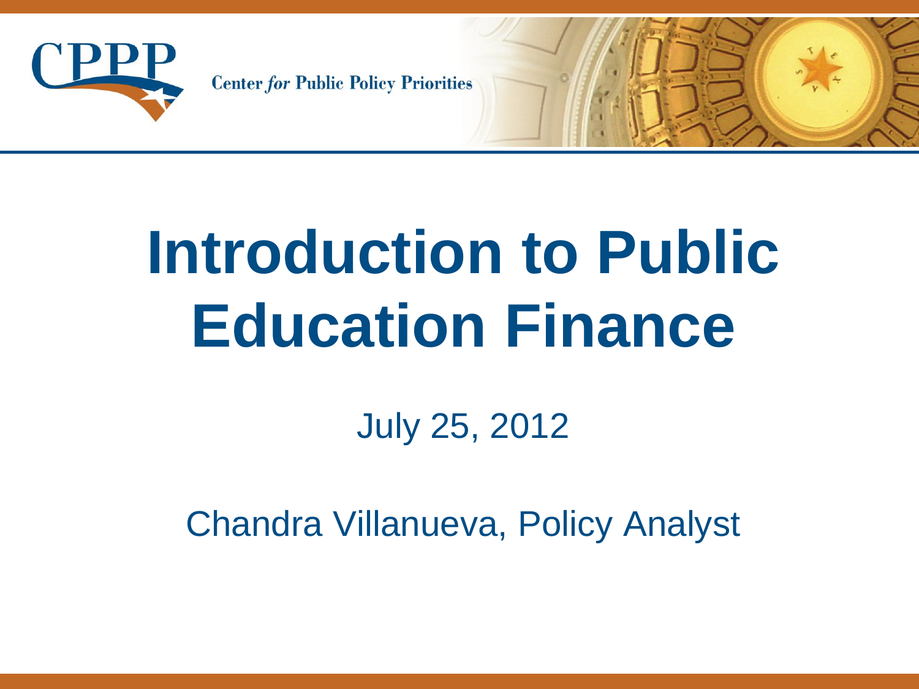Center *for* Public Policy Priorities

# Introduction to Public Education Finance

July 25, 2012

Chandra Villanueva, Policy Analyst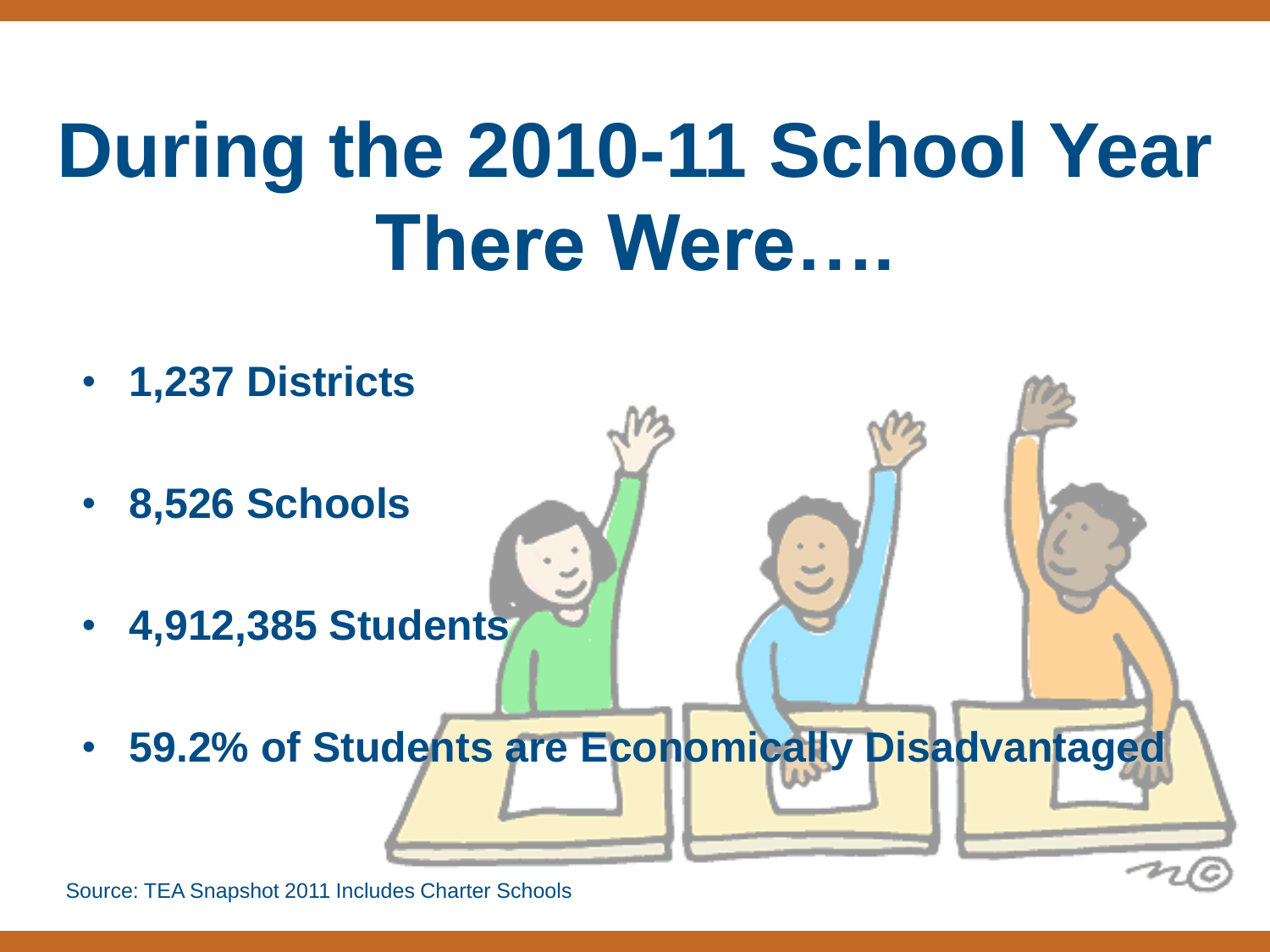# During the 2010-11 School Year There Were….

- **1,237 Districts**
- **8,526 Schools**
- **4,912,385 Students**
- **59.2% of Students are Economically Disadvantaged**

Source: TEA Snapshot 2011 Includes Charter Schools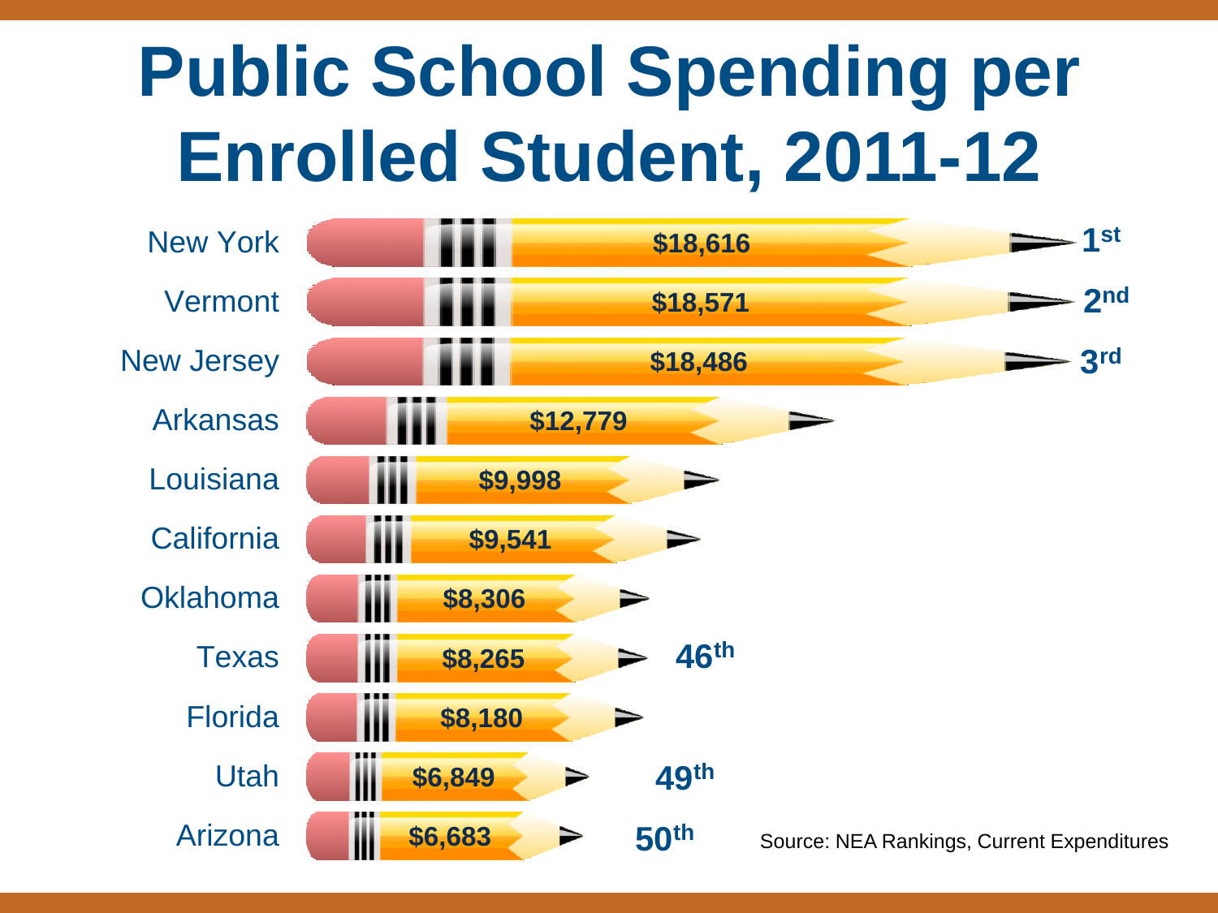# Public School Spending per Enrolled Student, 2011-12

| State | Spending | Rank |
|---|---|---|
| New York | $18,616 | 1st |
| Vermont | $18,571 | 2nd |
| New Jersey | $18,486 | 3rd |
| Arkansas | $12,779 | |
| Louisiana | $9,998 | |
| California | $9,541 | |
| Oklahoma | $8,306 | |
| Texas | $8,265 | 46th |
| Florida | $8,180 | |
| Utah | $6,849 | 49th |
| Arizona | $6,683 | 50th |

Source: NEA Rankings, Current Expenditures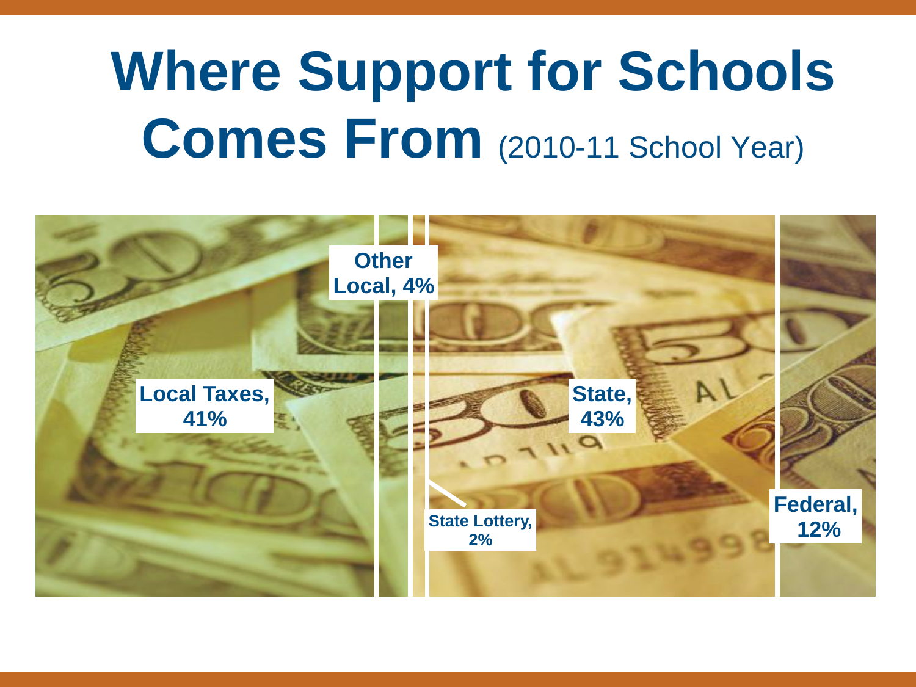# Where Support for Schools Comes From (2010-11 School Year)

Local Taxes, 41%

Other Local, 4%

State Lottery, 2%

State, 43%

Federal, 12%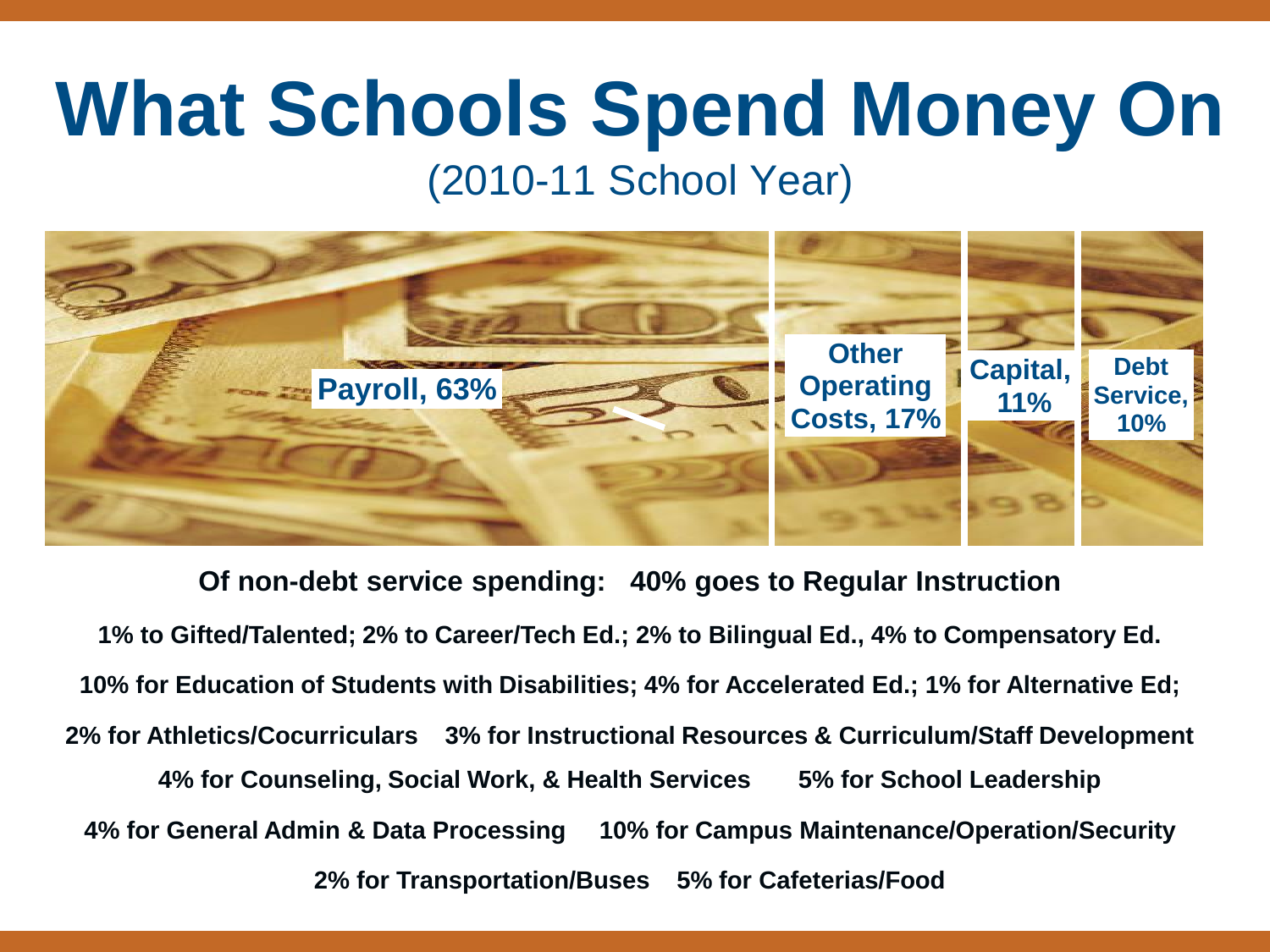# What Schools Spend Money On

(2010-11 School Year)

Payroll, 63%

Other Operating Costs, 17%

Capital, 11%

Debt Service, 10%

**Of non-debt service spending: 40% goes to Regular Instruction**

**1% to Gifted/Talented; 2% to Career/Tech Ed.; 2% to Bilingual Ed., 4% to Compensatory Ed.**

**10% for Education of Students with Disabilities; 4% for Accelerated Ed.; 1% for Alternative Ed;**

**2% for Athletics/Cocurriculars 3% for Instructional Resources & Curriculum/Staff Development**

**4% for Counseling, Social Work, & Health Services 5% for School Leadership**

**4% for General Admin & Data Processing 10% for Campus Maintenance/Operation/Security**

**2% for Transportation/Buses 5% for Cafeterias/Food**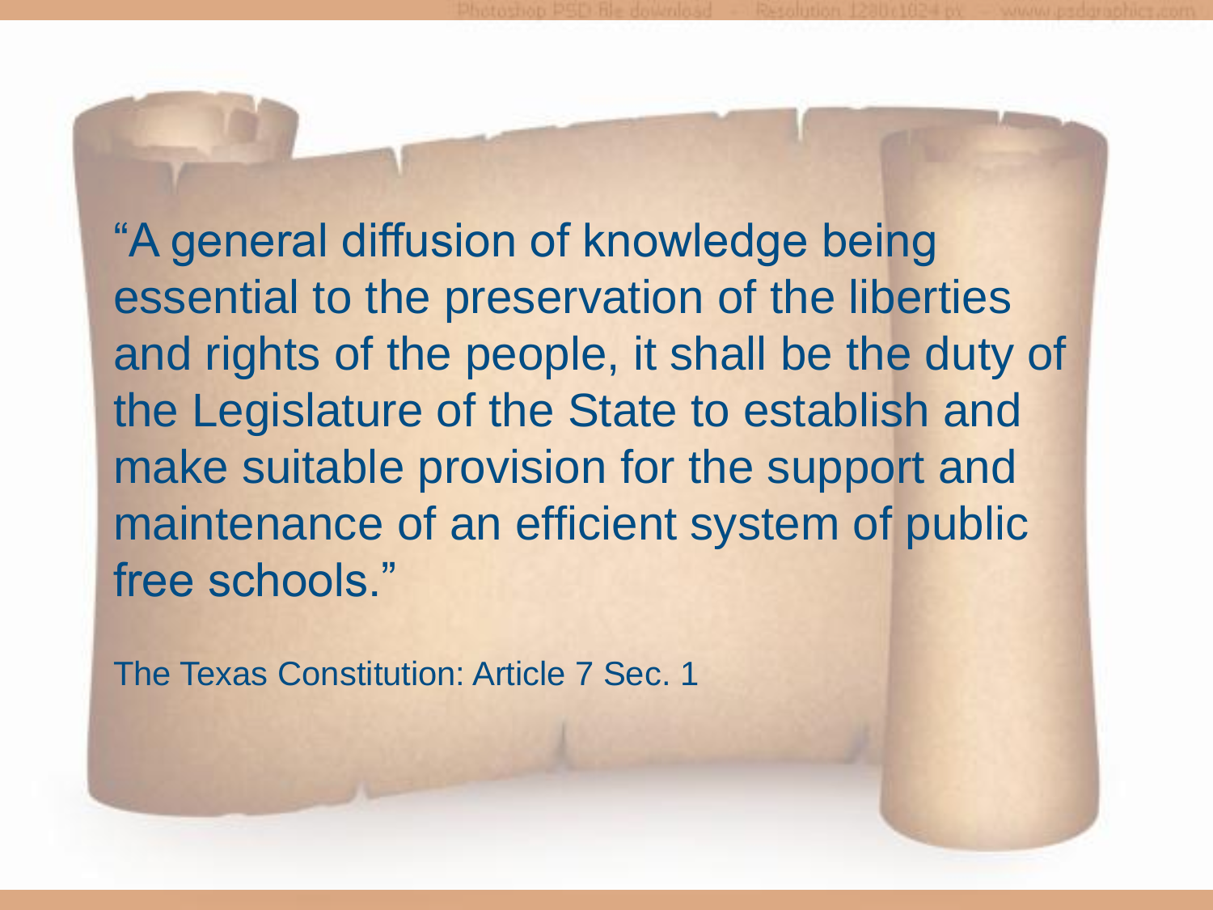"A general diffusion of knowledge being essential to the preservation of the liberties and rights of the people, it shall be the duty of the Legislature of the State to establish and make suitable provision for the support and maintenance of an efficient system of public free schools."

The Texas Constitution: Article 7 Sec. 1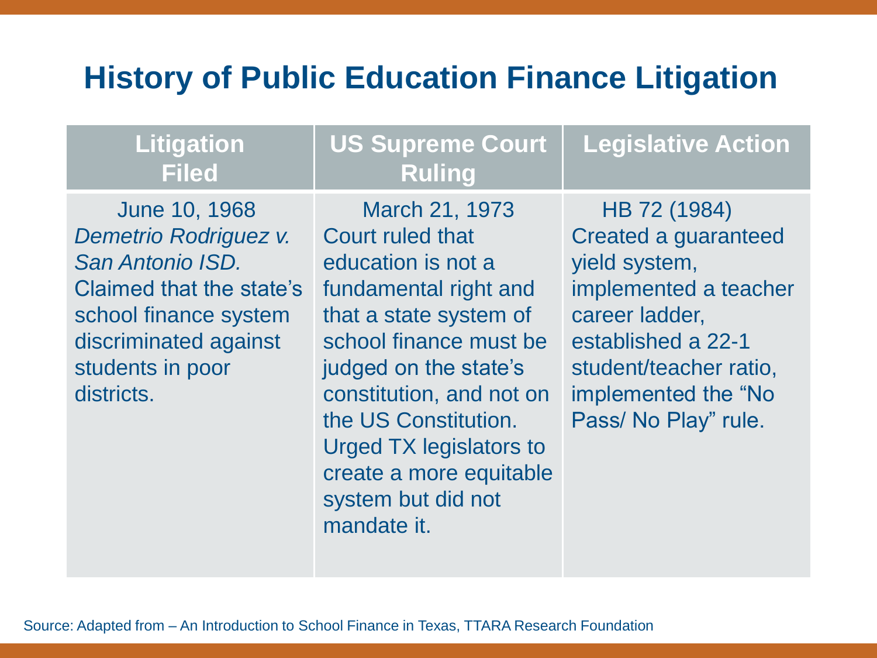# History of Public Education Finance Litigation

| Litigation Filed | US Supreme Court Ruling | Legislative Action |
| --- | --- | --- |
| June 10, 1968 *Demetrio Rodriguez v. San Antonio ISD.* Claimed that the state's school finance system discriminated against students in poor districts. | March 21, 1973 Court ruled that education is not a fundamental right and that a state system of school finance must be judged on the state's constitution, and not on the US Constitution. Urged TX legislators to create a more equitable system but did not mandate it. | HB 72 (1984) Created a guaranteed yield system, implemented a teacher career ladder, established a 22-1 student/teacher ratio, implemented the "No Pass/ No Play" rule. |

Source: Adapted from – An Introduction to School Finance in Texas, TTARA Research Foundation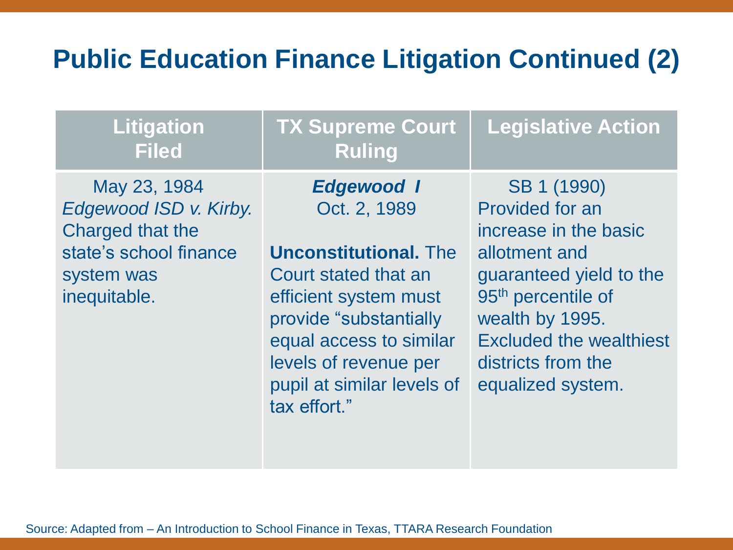# Public Education Finance Litigation Continued (2)

| Litigation Filed | TX Supreme Court Ruling | Legislative Action |
| --- | --- | --- |
| May 23, 1984 *Edgewood ISD v. Kirby.* Charged that the state's school finance system was inequitable. | ***Edgewood I*** Oct. 2, 1989 **Unconstitutional.** The Court stated that an efficient system must provide "substantially equal access to similar levels of revenue per pupil at similar levels of tax effort." | SB 1 (1990) Provided for an increase in the basic allotment and guaranteed yield to the 95th percentile of wealth by 1995. Excluded the wealthiest districts from the equalized system. |

Source: Adapted from – An Introduction to School Finance in Texas, TTARA Research Foundation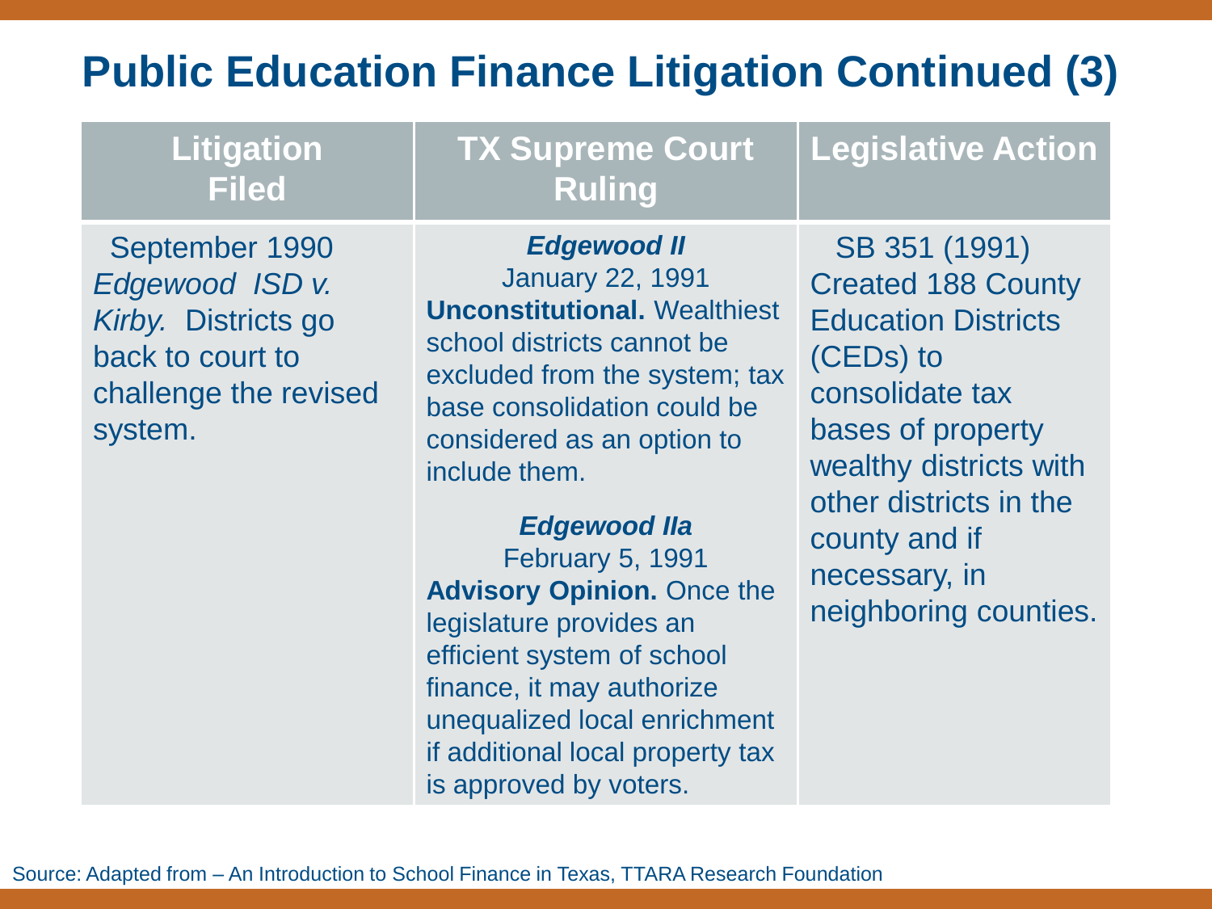# Public Education Finance Litigation Continued (3)

| Litigation Filed | TX Supreme Court Ruling | Legislative Action |
|---|---|---|
| September 1990 *Edgewood ISD v. Kirby.* Districts go back to court to challenge the revised system. | ***Edgewood II*** January 22, 1991 **Unconstitutional.** Wealthiest school districts cannot be excluded from the system; tax base consolidation could be considered as an option to include them.<br><br>***Edgewood IIa*** February 5, 1991 **Advisory Opinion.** Once the legislature provides an efficient system of school finance, it may authorize unequalized local enrichment if additional local property tax is approved by voters. | SB 351 (1991) Created 188 County Education Districts (CEDs) to consolidate tax bases of property wealthy districts with other districts in the county and if necessary, in neighboring counties. |

Source: Adapted from – An Introduction to School Finance in Texas, TTARA Research Foundation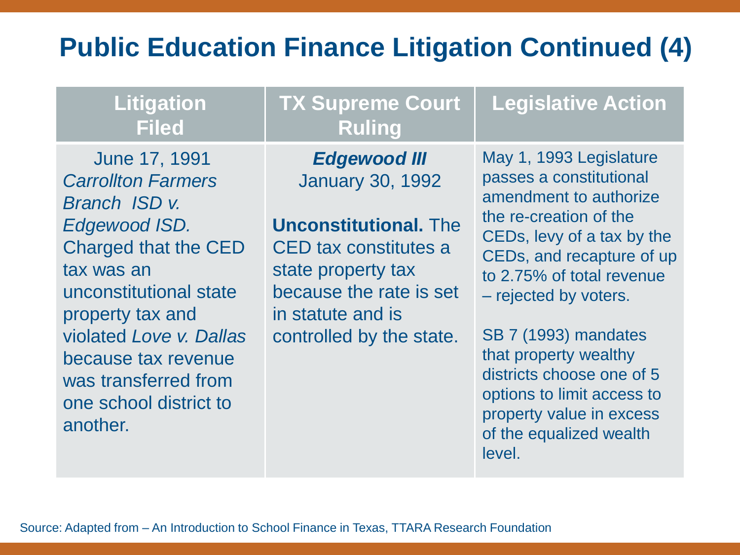# Public Education Finance Litigation Continued (4)

| Litigation Filed | TX Supreme Court Ruling | Legislative Action |
|---|---|---|
| June 17, 1991 *Carrollton Farmers Branch ISD v. Edgewood ISD.* Charged that the CED tax was an unconstitutional state property tax and violated *Love v. Dallas* because tax revenue was transferred from one school district to another. | ***Edgewood III*** January 30, 1992 **Unconstitutional.** The CED tax constitutes a state property tax because the rate is set in statute and is controlled by the state. | May 1, 1993 Legislature passes a constitutional amendment to authorize the re-creation of the CEDs, levy of a tax by the CEDs, and recapture of up to 2.75% of total revenue – rejected by voters. SB 7 (1993) mandates that property wealthy districts choose one of 5 options to limit access to property value in excess of the equalized wealth level. |

Source: Adapted from – An Introduction to School Finance in Texas, TTARA Research Foundation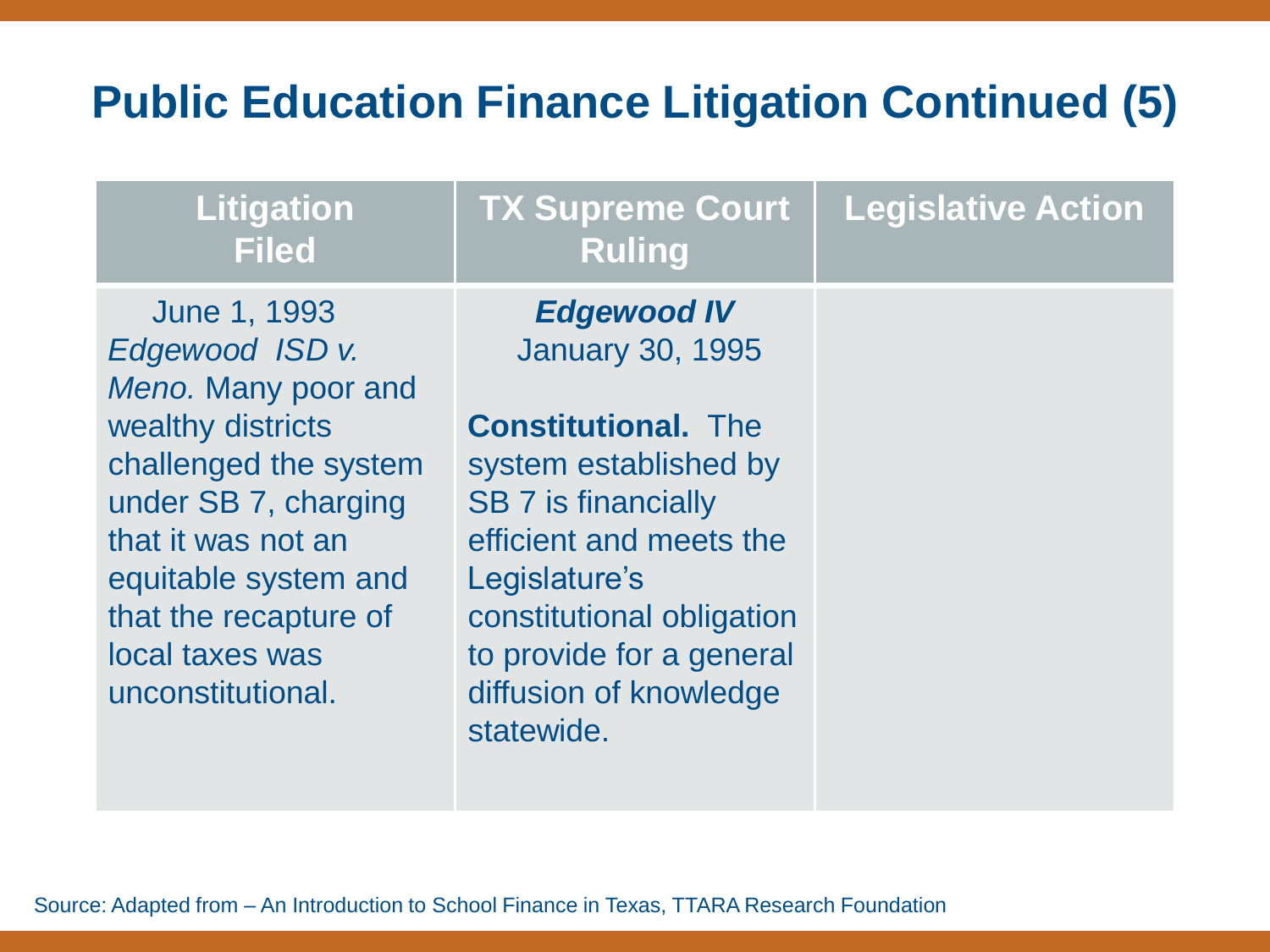# Public Education Finance Litigation Continued (5)

| Litigation Filed | TX Supreme Court Ruling | Legislative Action |
| --- | --- | --- |
| June 1, 1993 *Edgewood ISD v. Meno.* Many poor and wealthy districts challenged the system under SB 7, charging that it was not an equitable system and that the recapture of local taxes was unconstitutional. | ***Edgewood IV*** January 30, 1995 **Constitutional.** The system established by SB 7 is financially efficient and meets the Legislature's constitutional obligation to provide for a general diffusion of knowledge statewide. | |

Source: Adapted from – An Introduction to School Finance in Texas, TTARA Research Foundation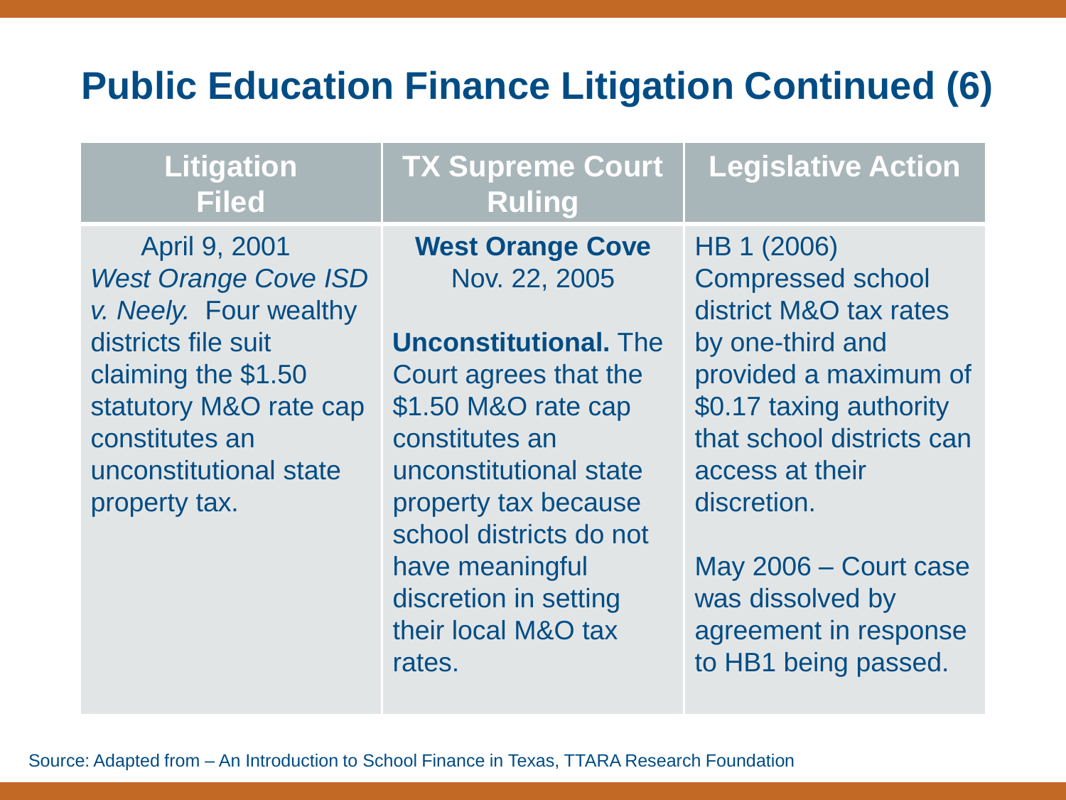# Public Education Finance Litigation Continued (6)

| Litigation Filed | TX Supreme Court Ruling | Legislative Action |
|---|---|---|
| April 9, 2001 *West Orange Cove ISD v. Neely.* Four wealthy districts file suit claiming the $1.50 statutory M&O rate cap constitutes an unconstitutional state property tax. | **West Orange Cove** Nov. 22, 2005 **Unconstitutional.** The Court agrees that the $1.50 M&O rate cap constitutes an unconstitutional state property tax because school districts do not have meaningful discretion in setting their local M&O tax rates. | HB 1 (2006) Compressed school district M&O tax rates by one-third and provided a maximum of $0.17 taxing authority that school districts can access at their discretion. May 2006 – Court case was dissolved by agreement in response to HB1 being passed. |

Source: Adapted from – An Introduction to School Finance in Texas, TTARA Research Foundation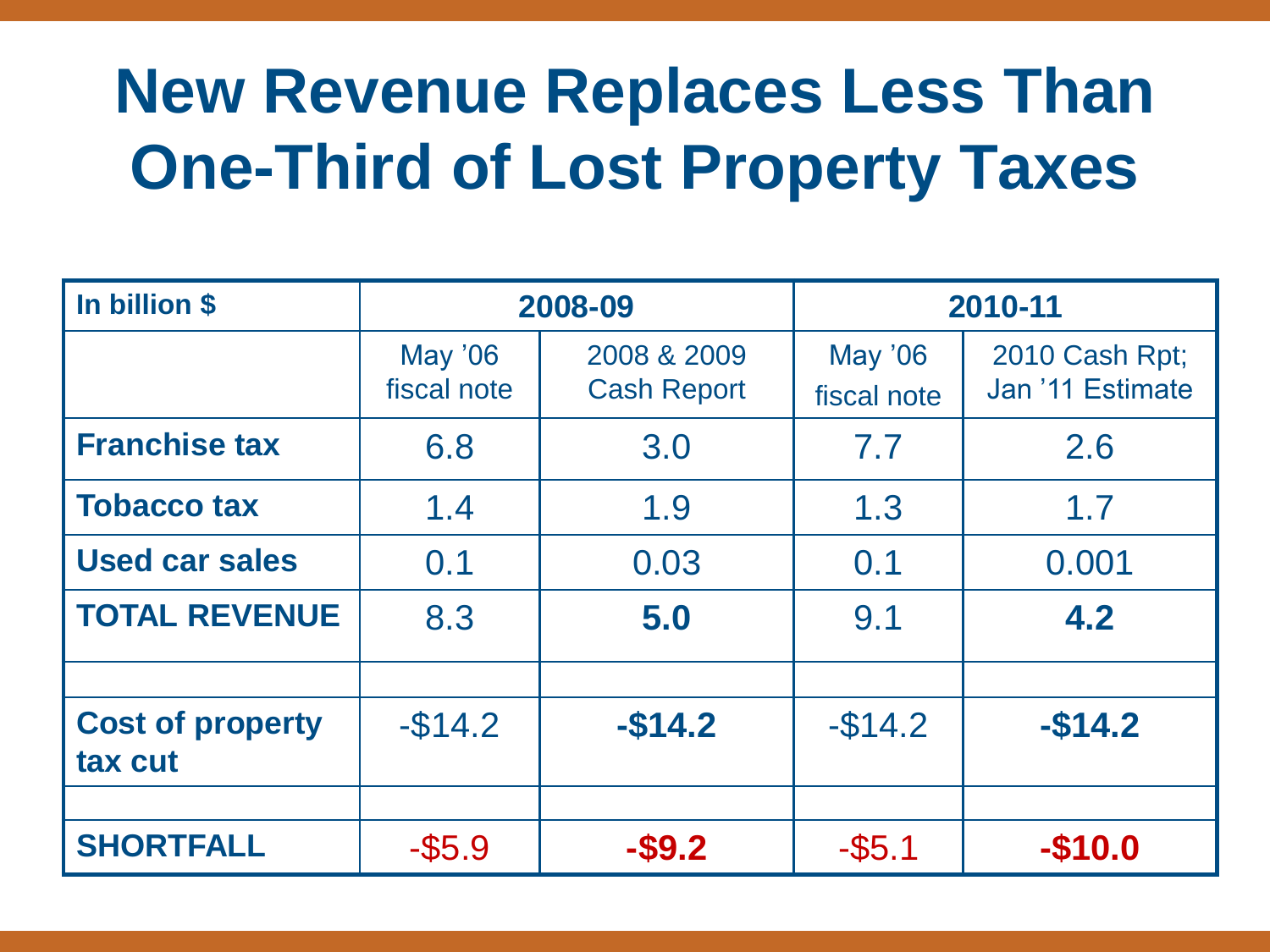# New Revenue Replaces Less Than One-Third of Lost Property Taxes

| In billion $ | 2008-09 | | 2010-11 | |
|---|---|---|---|---|
| | May '06 fiscal note | 2008 & 2009 Cash Report | May '06 fiscal note | 2010 Cash Rpt; Jan '11 Estimate |
| **Franchise tax** | 6.8 | 3.0 | 7.7 | 2.6 |
| **Tobacco tax** | 1.4 | 1.9 | 1.3 | 1.7 |
| **Used car sales** | 0.1 | 0.03 | 0.1 | 0.001 |
| **TOTAL REVENUE** | 8.3 | **5.0** | 9.1 | **4.2** |
| | | | | |
| **Cost of property tax cut** | -$14.2 | **-$14.2** | -$14.2 | **-$14.2** |
| | | | | |
| **SHORTFALL** | -$5.9 | **-$9.2** | -$5.1 | **-$10.0** |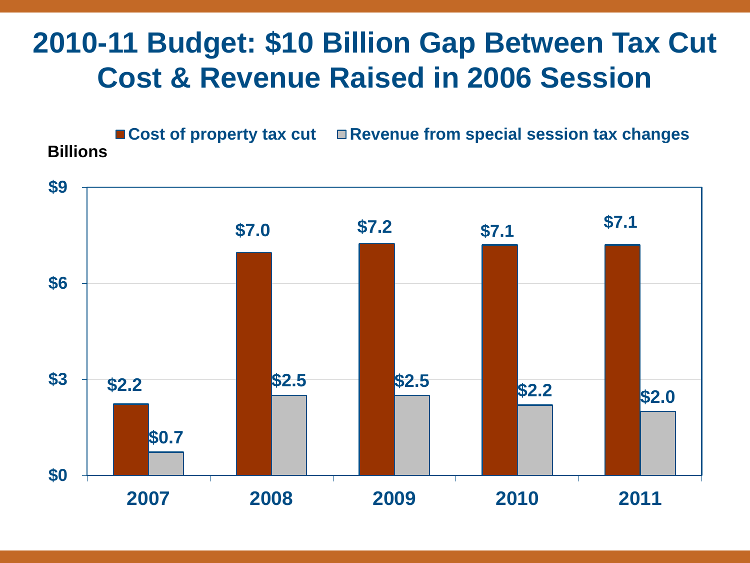# 2010-11 Budget: $10 Billion Gap Between Tax Cut Cost & Revenue Raised in 2006 Session

Billions

| Year | Cost of property tax cut | Revenue from special session tax changes |
| --- | --- | --- |
| 2007 | $2.2 | $0.7 |
| 2008 | $7.0 | $2.5 |
| 2009 | $7.2 | $2.5 |
| 2010 | $7.1 | $2.2 |
| 2011 | $7.1 | $2.0 |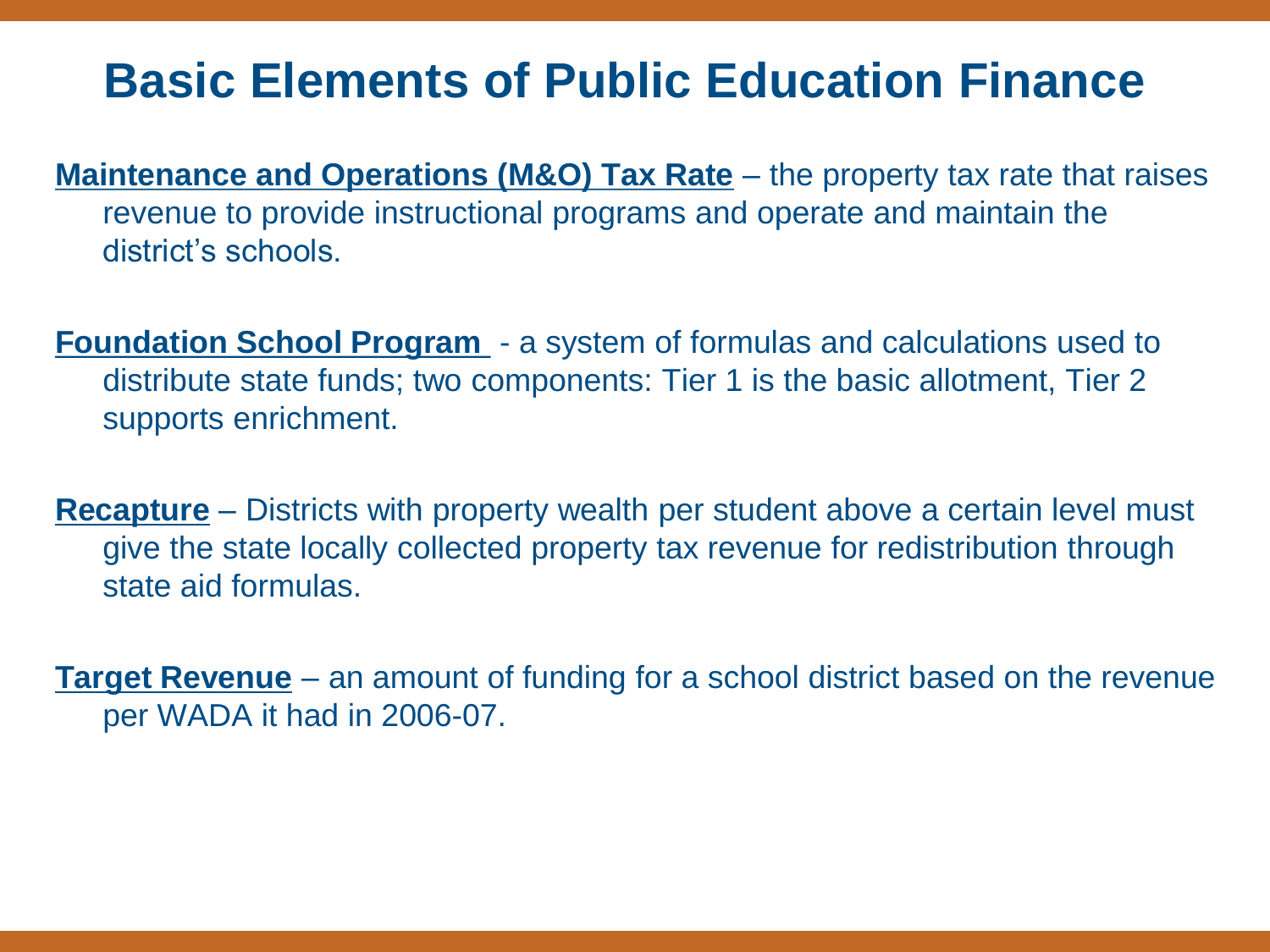# Basic Elements of Public Education Finance

**Maintenance and Operations (M&O) Tax Rate** – the property tax rate that raises revenue to provide instructional programs and operate and maintain the district's schools.

**Foundation School Program** - a system of formulas and calculations used to distribute state funds; two components: Tier 1 is the basic allotment, Tier 2 supports enrichment.

**Recapture** – Districts with property wealth per student above a certain level must give the state locally collected property tax revenue for redistribution through state aid formulas.

**Target Revenue** – an amount of funding for a school district based on the revenue per WADA it had in 2006-07.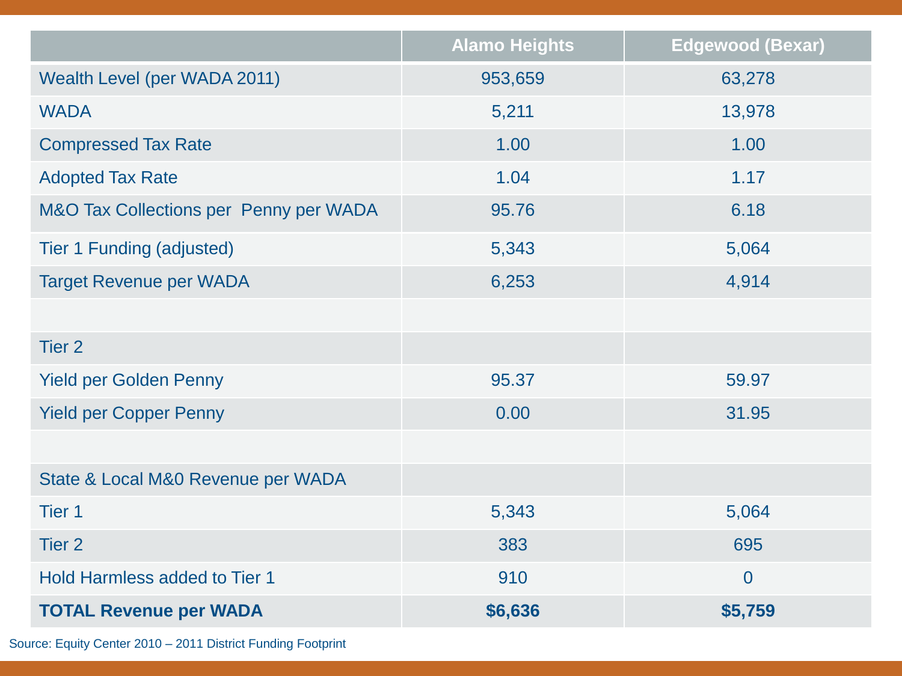| | Alamo Heights | Edgewood (Bexar) |
|---|---|---|
| Wealth Level (per WADA 2011) | 953,659 | 63,278 |
| WADA | 5,211 | 13,978 |
| Compressed Tax Rate | 1.00 | 1.00 |
| Adopted Tax Rate | 1.04 | 1.17 |
| M&O Tax Collections per Penny per WADA | 95.76 | 6.18 |
| Tier 1 Funding (adjusted) | 5,343 | 5,064 |
| Target Revenue per WADA | 6,253 | 4,914 |
| | | |
| Tier 2 | | |
| Yield per Golden Penny | 95.37 | 59.97 |
| Yield per Copper Penny | 0.00 | 31.95 |
| | | |
| State & Local M&0 Revenue per WADA | | |
| Tier 1 | 5,343 | 5,064 |
| Tier 2 | 383 | 695 |
| Hold Harmless added to Tier 1 | 910 | 0 |
| **TOTAL Revenue per WADA** | **$6,636** | **$5,759** |

Source: Equity Center 2010 – 2011 District Funding Footprint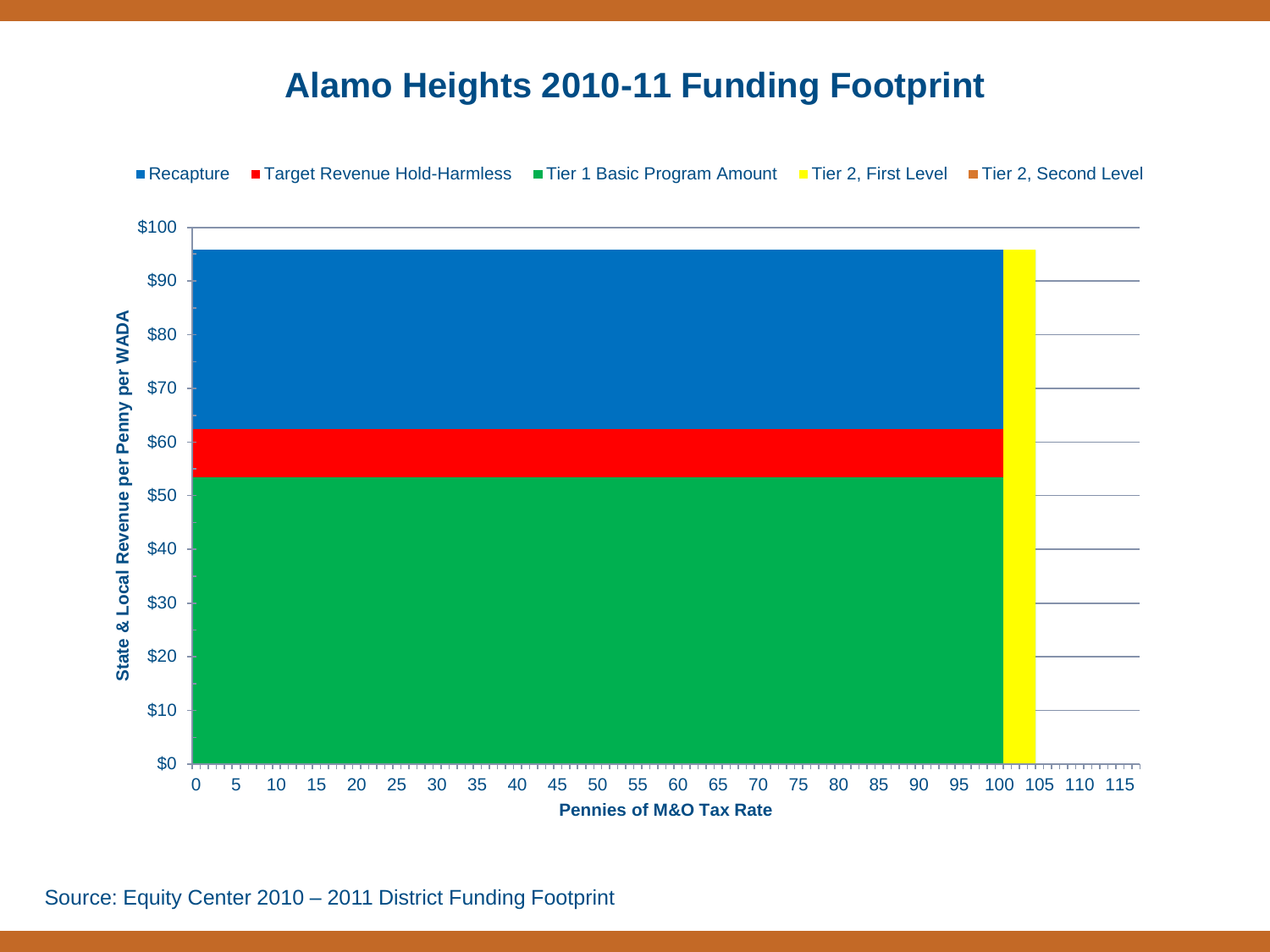# Alamo Heights 2010-11 Funding Footprint

■ Recapture ■ Target Revenue Hold-Harmless ■ Tier 1 Basic Program Amount ■ Tier 2, First Level ■ Tier 2, Second Level

State & Local Revenue per Penny per WADA

$100 $90 $80 $70 $60 $50 $40 $30 $20 $10 $0

0 5 10 15 20 25 30 35 40 45 50 55 60 65 70 75 80 85 90 95 100 105 110 115

Pennies of M&O Tax Rate

Source: Equity Center 2010 – 2011 District Funding Footprint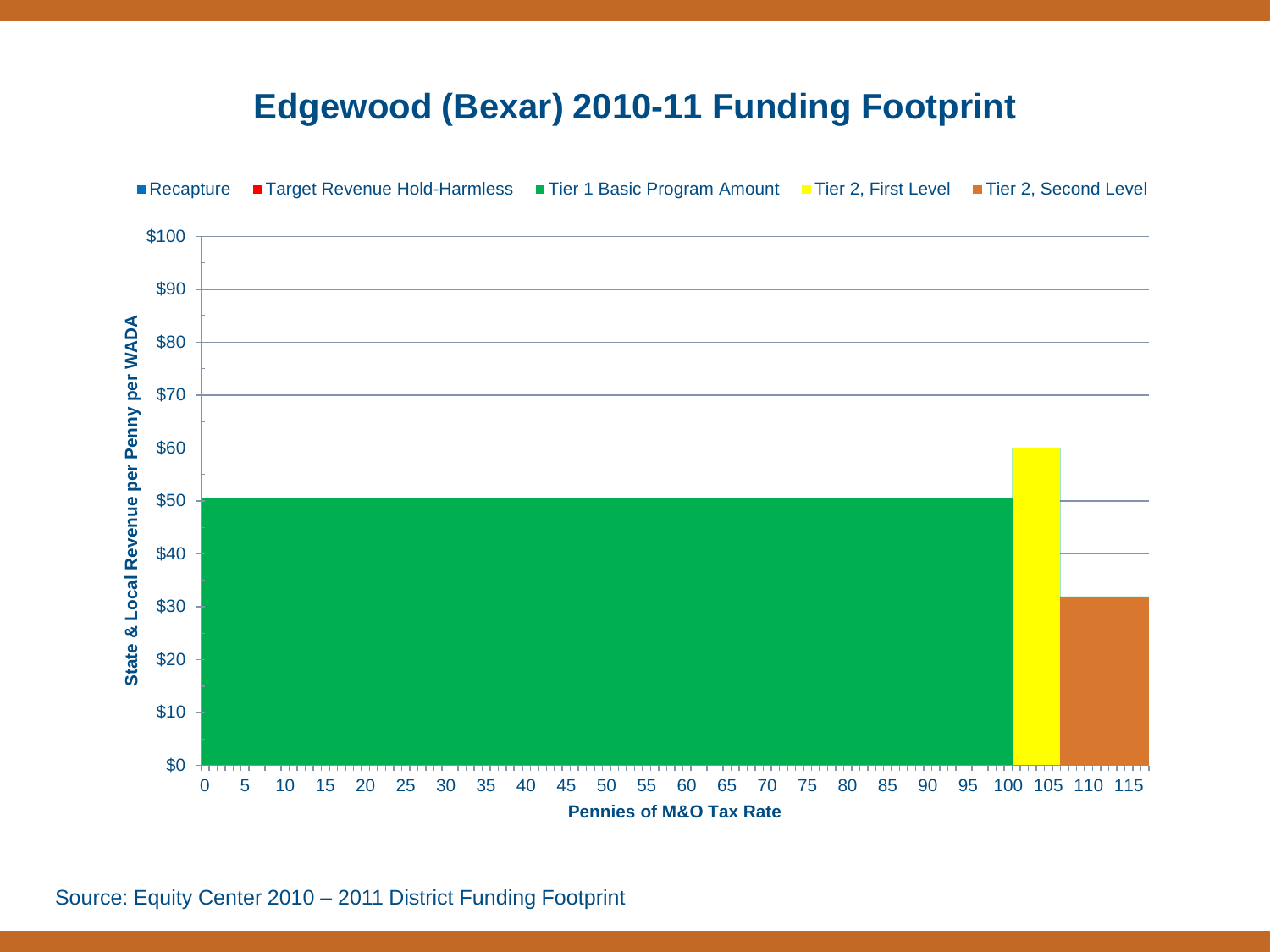# Edgewood (Bexar) 2010-11 Funding Footprint

■ Recapture ■ Target Revenue Hold-Harmless ■ Tier 1 Basic Program Amount ■ Tier 2, First Level ■ Tier 2, Second Level

State & Local Revenue per Penny per WADA

$100
$90
$80
$70
$60
$50
$40
$30
$20
$10
$0

0 5 10 15 20 25 30 35 40 45 50 55 60 65 70 75 80 85 90 95 100 105 110 115

Pennies of M&O Tax Rate

Source: Equity Center 2010 – 2011 District Funding Footprint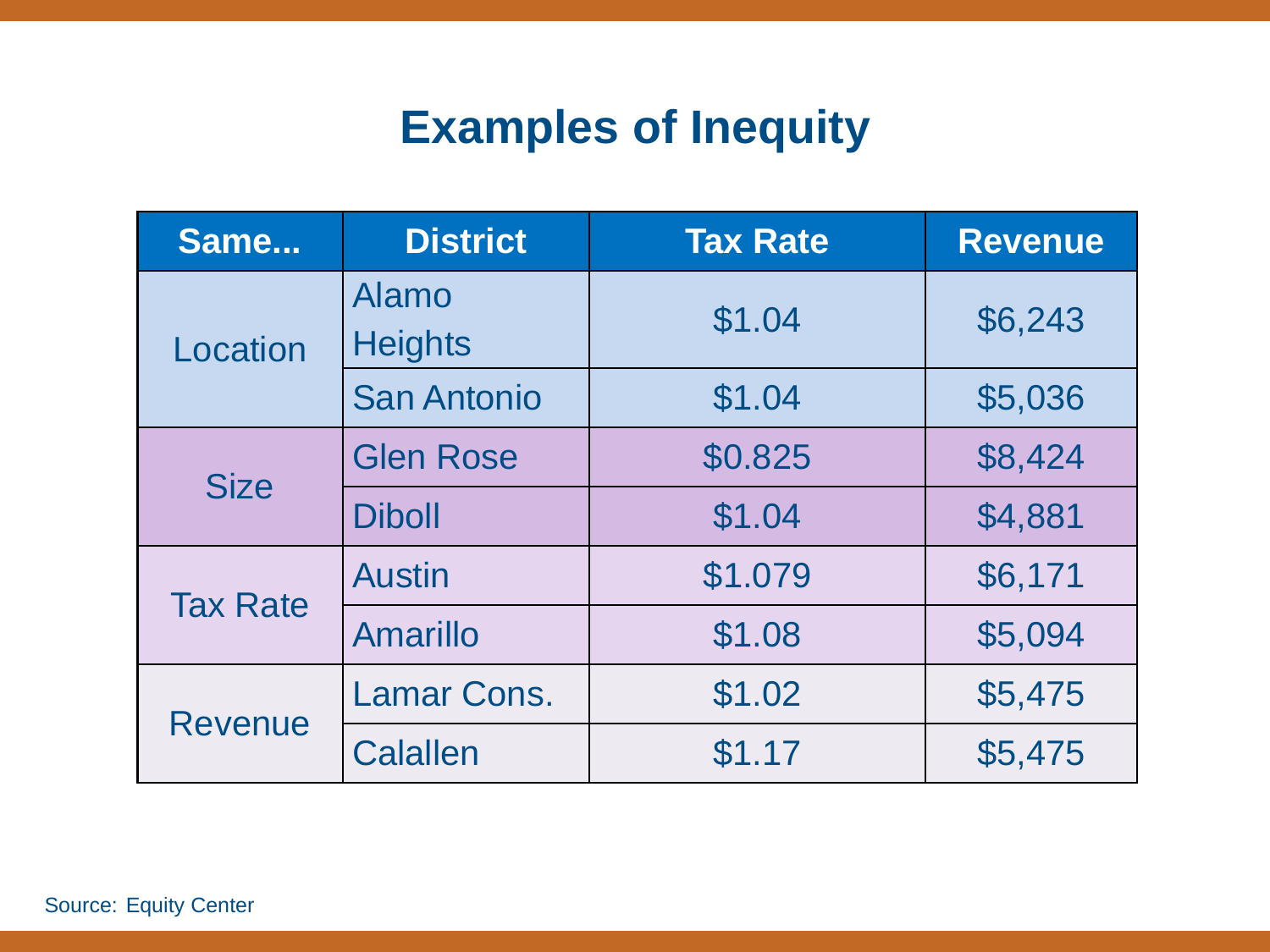# Examples of Inequity

| Same... | District | Tax Rate | Revenue |
| --- | --- | --- | --- |
| Location | Alamo Heights | $1.04 | $6,243 |
| | San Antonio | $1.04 | $5,036 |
| Size | Glen Rose | $0.825 | $8,424 |
| | Diboll | $1.04 | $4,881 |
| Tax Rate | Austin | $1.079 | $6,171 |
| | Amarillo | $1.08 | $5,094 |
| Revenue | Lamar Cons. | $1.02 | $5,475 |
| | Calallen | $1.17 | $5,475 |

Source: Equity Center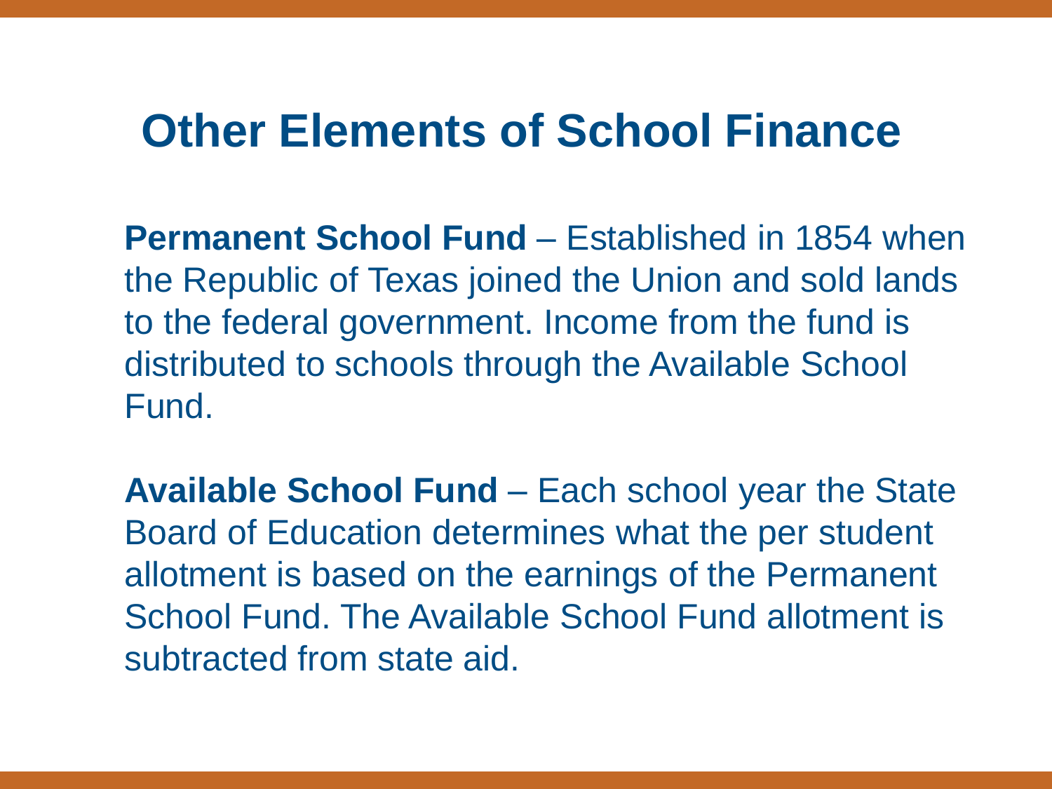# Other Elements of School Finance

**Permanent School Fund** – Established in 1854 when the Republic of Texas joined the Union and sold lands to the federal government. Income from the fund is distributed to schools through the Available School Fund.

**Available School Fund** – Each school year the State Board of Education determines what the per student allotment is based on the earnings of the Permanent School Fund. The Available School Fund allotment is subtracted from state aid.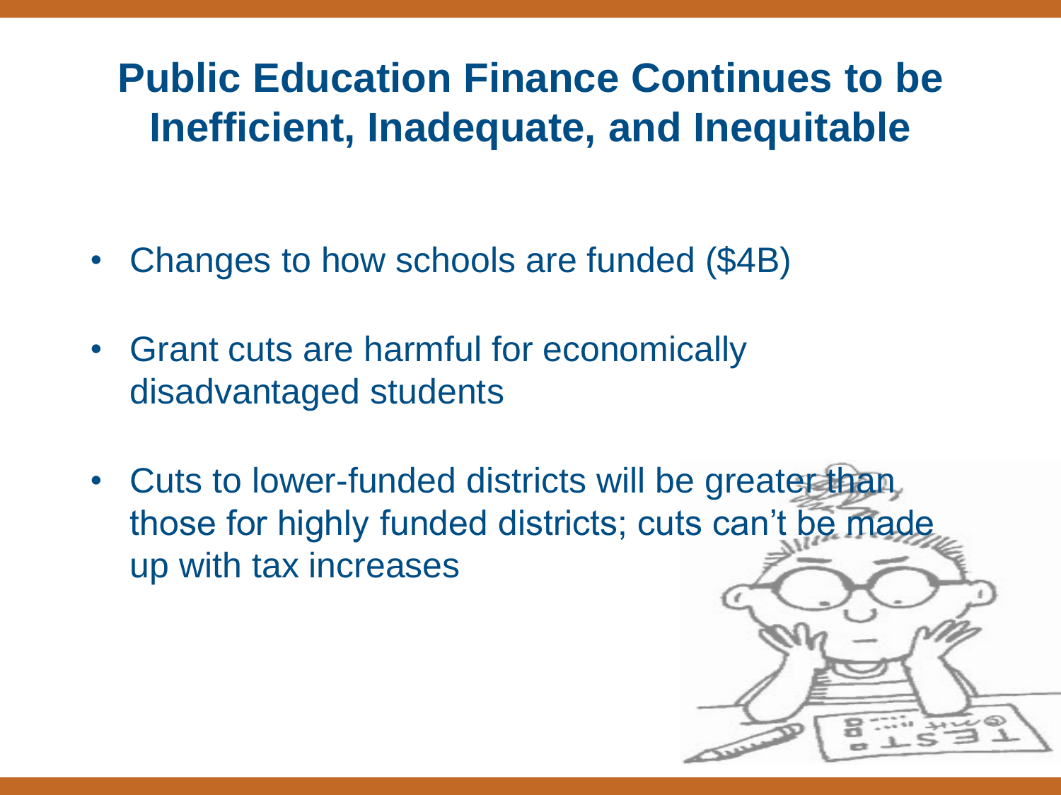# Public Education Finance Continues to be Inefficient, Inadequate, and Inequitable

- Changes to how schools are funded ($4B)
- Grant cuts are harmful for economically disadvantaged students
- Cuts to lower-funded districts will be greater than those for highly funded districts; cuts can't be made up with tax increases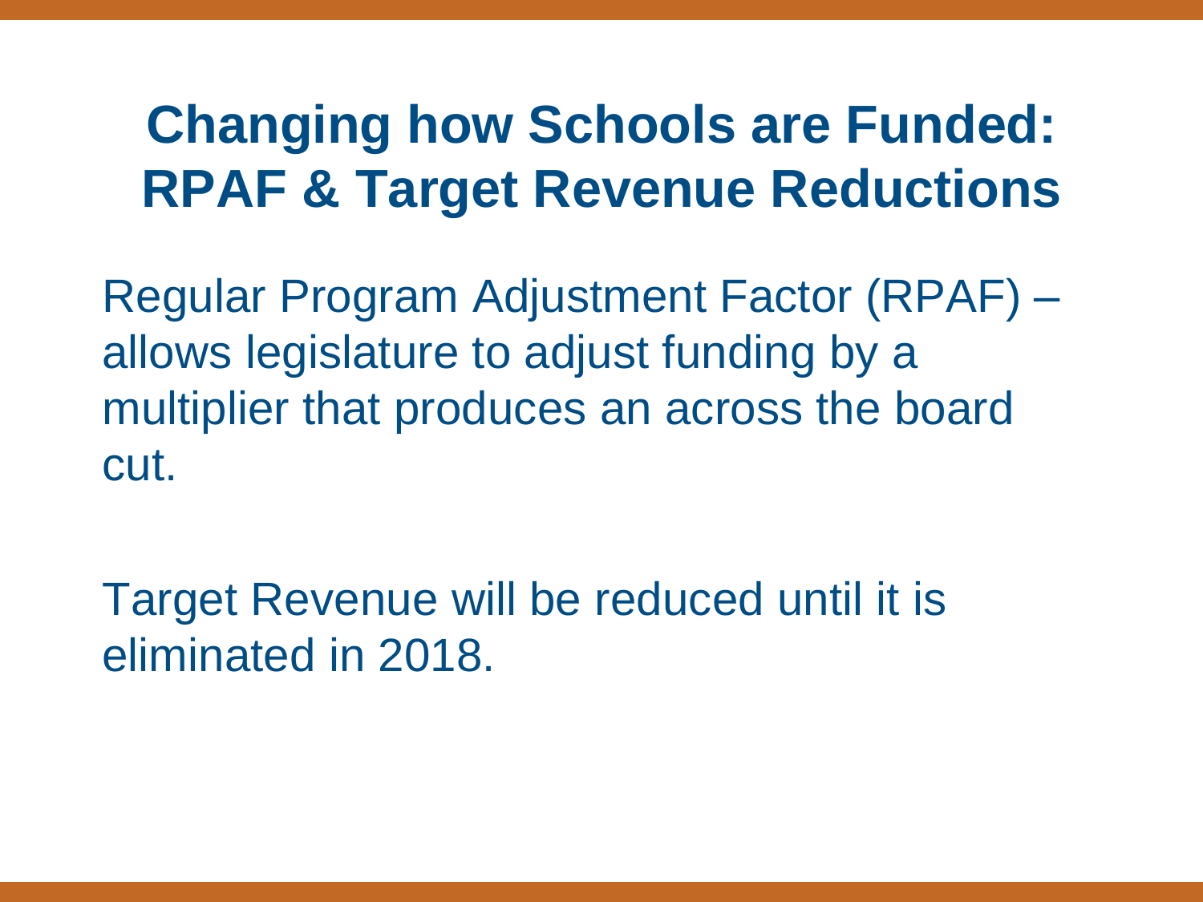# Changing how Schools are Funded: RPAF & Target Revenue Reductions

Regular Program Adjustment Factor (RPAF) – allows legislature to adjust funding by a multiplier that produces an across the board cut.

Target Revenue will be reduced until it is eliminated in 2018.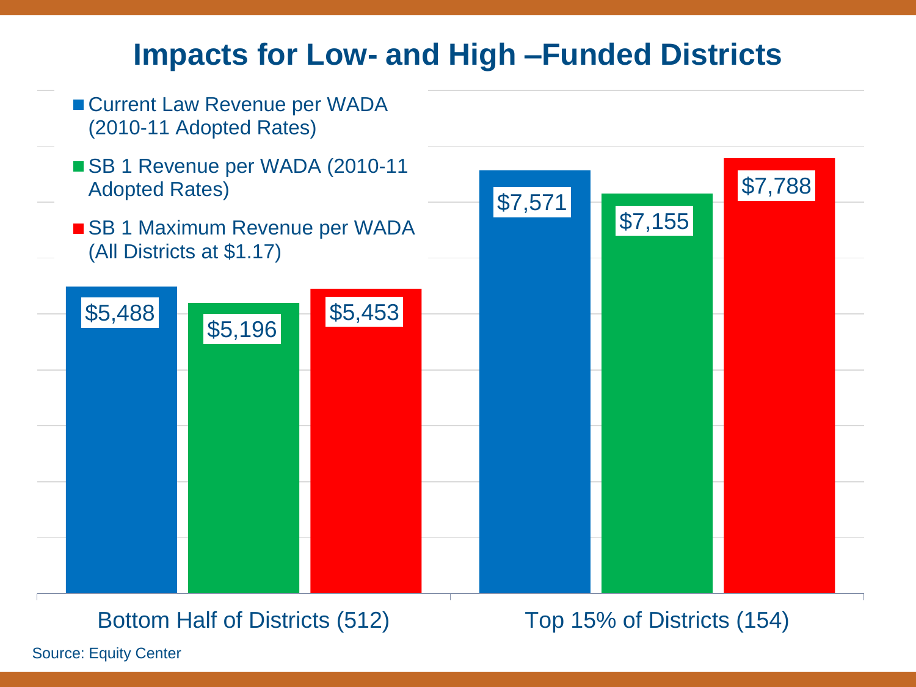# Impacts for Low- and High –Funded Districts

| | Current Law Revenue per WADA (2010-11 Adopted Rates) | SB 1 Revenue per WADA (2010-11 Adopted Rates) | SB 1 Maximum Revenue per WADA (All Districts at $1.17) |
|---|---|---|---|
| Bottom Half of Districts (512) | $5,488 | $5,196 | $5,453 |
| Top 15% of Districts (154) | $7,571 | $7,155 | $7,788 |

Source: Equity Center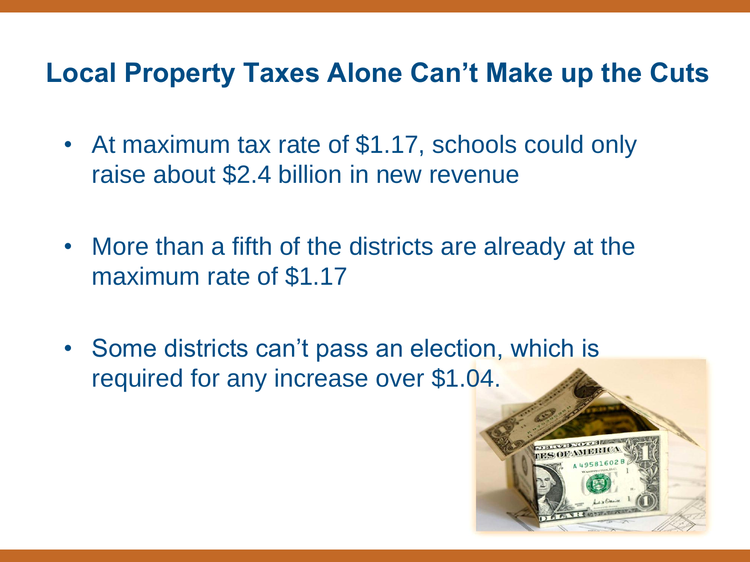## Local Property Taxes Alone Can't Make up the Cuts

- At maximum tax rate of $1.17, schools could only raise about $2.4 billion in new revenue
- More than a fifth of the districts are already at the maximum rate of $1.17
- Some districts can't pass an election, which is required for any increase over $1.04.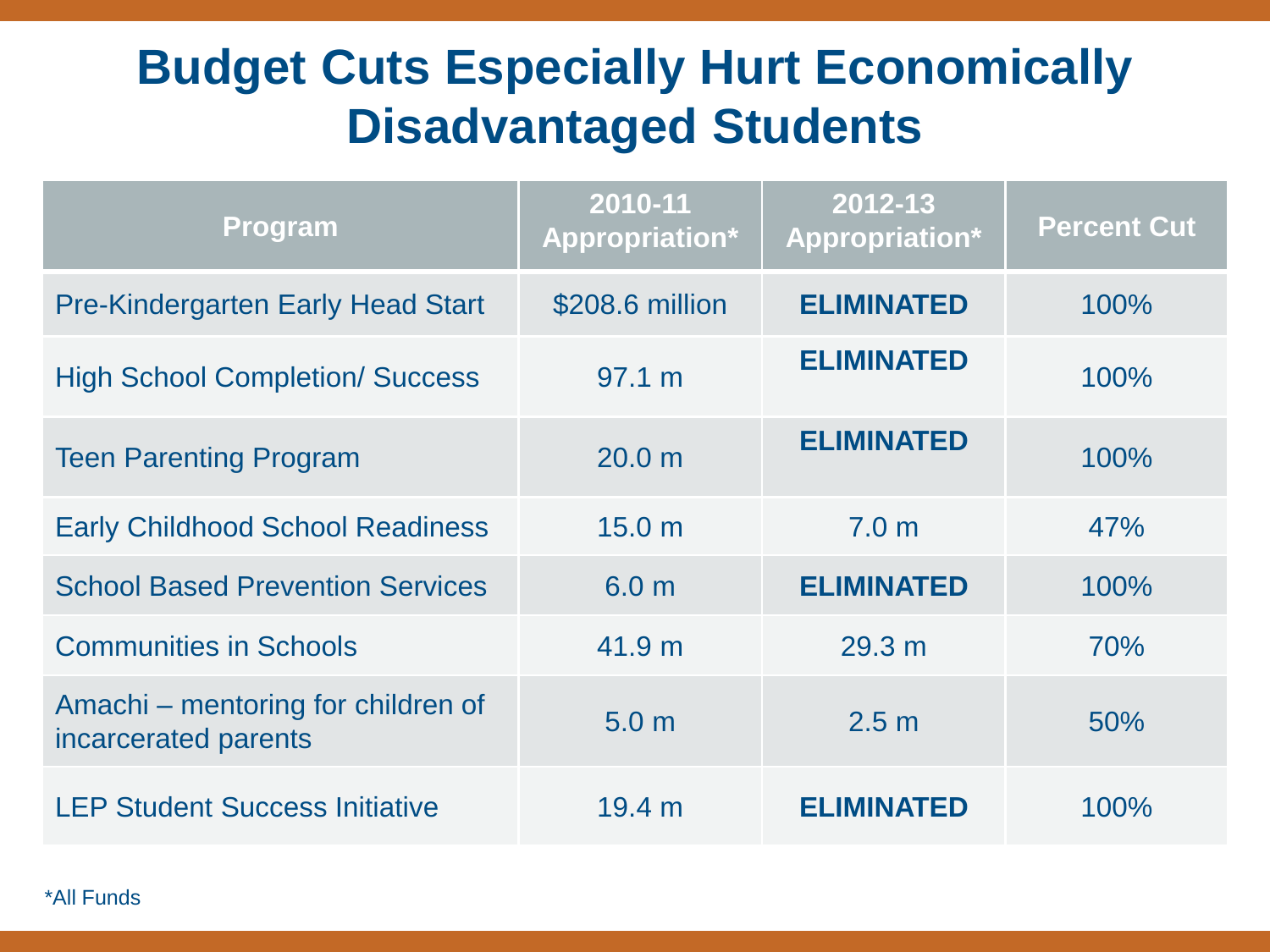# Budget Cuts Especially Hurt Economically Disadvantaged Students

| Program | 2010-11 Appropriation* | 2012-13 Appropriation* | Percent Cut |
|---|---|---|---|
| Pre-Kindergarten Early Head Start | $208.6 million | **ELIMINATED** | 100% |
| High School Completion/ Success | 97.1 m | **ELIMINATED** | 100% |
| Teen Parenting Program | 20.0 m | **ELIMINATED** | 100% |
| Early Childhood School Readiness | 15.0 m | 7.0 m | 47% |
| School Based Prevention Services | 6.0 m | **ELIMINATED** | 100% |
| Communities in Schools | 41.9 m | 29.3 m | 70% |
| Amachi – mentoring for children of incarcerated parents | 5.0 m | 2.5 m | 50% |
| LEP Student Success Initiative | 19.4 m | **ELIMINATED** | 100% |

*All Funds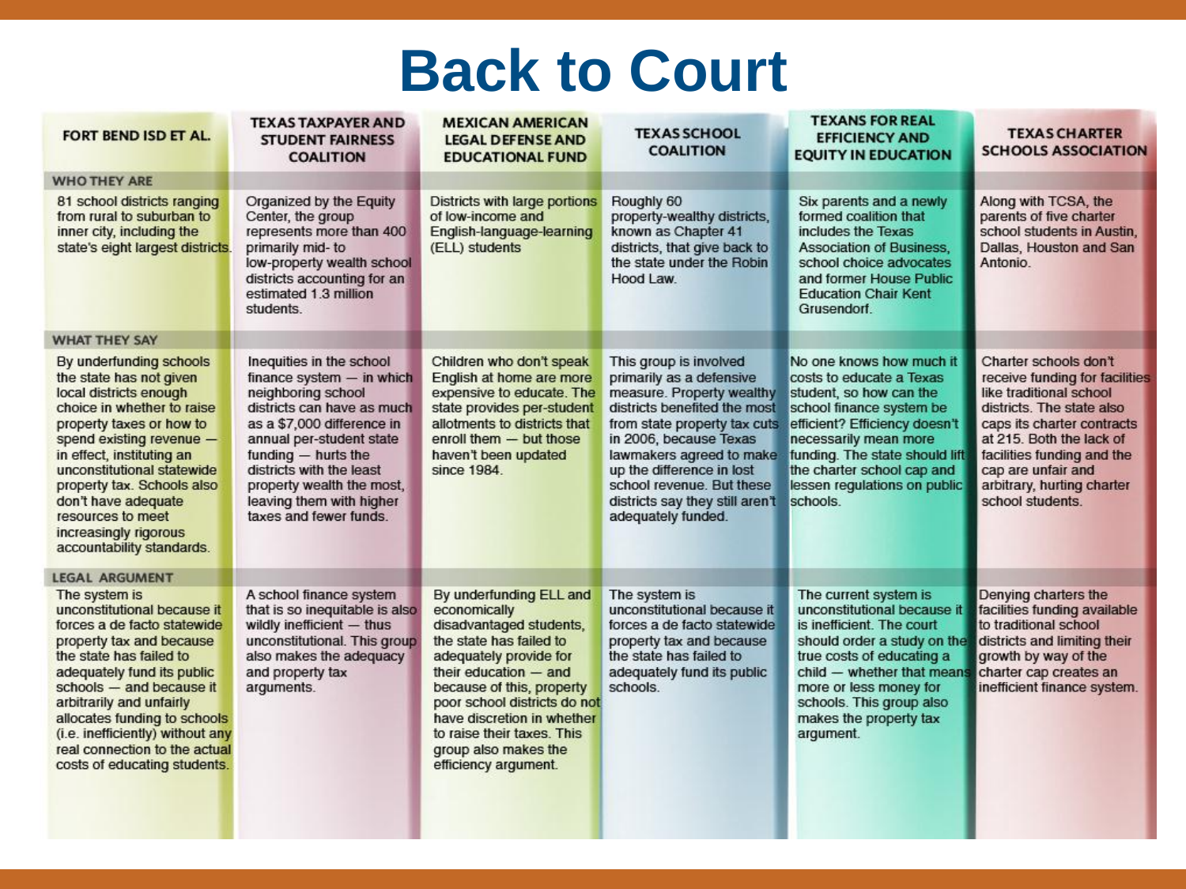# Back to Court

| | FORT BEND ISD ET AL. | TEXAS TAXPAYER AND STUDENT FAIRNESS COALITION | MEXICAN AMERICAN LEGAL DEFENSE AND EDUCATIONAL FUND | TEXAS SCHOOL COALITION | TEXANS FOR REAL EFFICIENCY AND EQUITY IN EDUCATION | TEXAS CHARTER SCHOOLS ASSOCIATION |
|---|---|---|---|---|---|---|
| **WHO THEY ARE** | 81 school districts ranging from rural to suburban to inner city, including the state's eight largest districts. | Organized by the Equity Center, the group represents more than 400 primarily mid- to low-property wealth school districts accounting for an estimated 1.3 million students. | Districts with large portions of low-income and English-language-learning (ELL) students | Roughly 60 property-wealthy districts, known as Chapter 41 districts, that give back to the state under the Robin Hood Law. | Six parents and a newly formed coalition that includes the Texas Association of Business, school choice advocates and former House Public Education Chair Kent Grusendorf. | Along with TCSA, the parents of five charter school students in Austin, Dallas, Houston and San Antonio. |
| **WHAT THEY SAY** | By underfunding schools the state has not given local districts enough choice in whether to raise property taxes or how to spend existing revenue — in effect, instituting an unconstitutional statewide property tax. Schools also don't have adequate resources to meet increasingly rigorous accountability standards. | Inequities in the school finance system — in which neighboring school districts can have as much as a $7,000 difference in annual per-student state funding — hurts the districts with the least property wealth the most, leaving them with higher taxes and fewer funds. | Children who don't speak English at home are more expensive to educate. The state provides per-student allotments to districts that enroll them — but those haven't been updated since 1984. | This group is involved primarily as a defensive measure. Property wealthy districts benefited the most from state property tax cuts in 2006, because Texas lawmakers agreed to make up the difference in lost school revenue. But these districts say they still aren't adequately funded. | No one knows how much it costs to educate a Texas student, so how can the school finance system be efficient? Efficiency doesn't necessarily mean more funding. The state should lift the charter school cap and lessen regulations on public schools. | Charter schools don't receive funding for facilities like traditional school districts. The state also caps its charter contracts at 215. Both the lack of facilities funding and the cap are unfair and arbitrary, hurting charter school students. |
| **LEGAL ARGUMENT** | The system is unconstitutional because it forces a de facto statewide property tax and because the state has failed to adequately fund its public schools — and because it arbitrarily and unfairly allocates funding to schools (i.e. inefficiently) without any real connection to the actual costs of educating students. | A school finance system that is so inequitable is also wildly inefficient — thus unconstitutional. This group also makes the adequacy and property tax arguments. | By underfunding ELL and economically disadvantaged students, the state has failed to adequately provide for their education — and because of this, property poor school districts do not have discretion in whether to raise their taxes. This group also makes the efficiency argument. | The system is unconstitutional because it forces a de facto statewide property tax and because the state has failed to adequately fund its public schools. | The current system is unconstitutional because it is inefficient. The court should order a study on the true costs of educating a child — whether that means more or less money for schools. This group also makes the property tax argument. | Denying charters the facilities funding available to traditional school districts and limiting their growth by way of the charter cap creates an inefficient finance system. |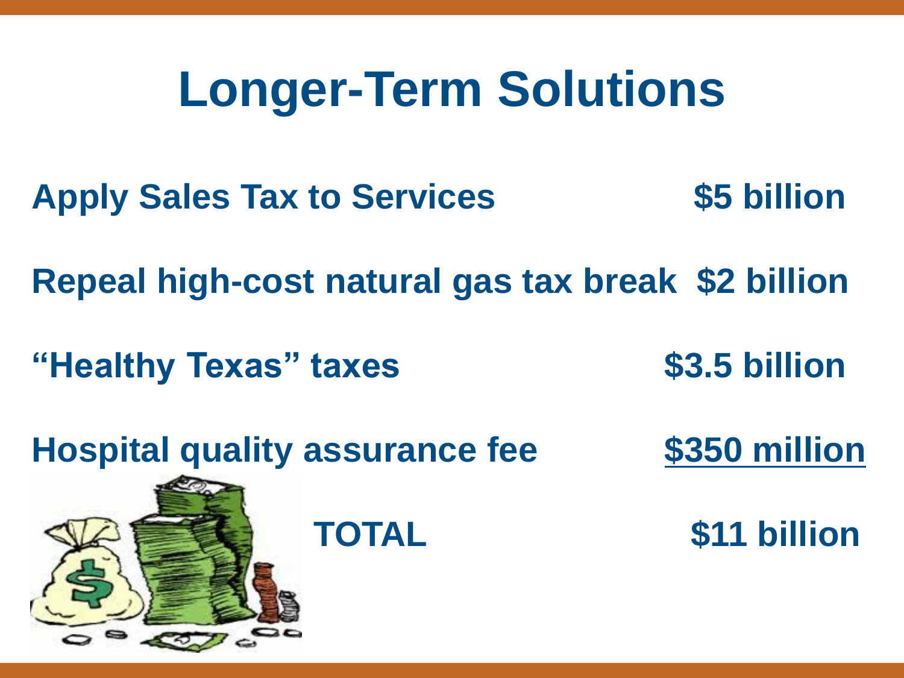# Longer-Term Solutions

| | |
|---|---|
| **Apply Sales Tax to Services** | **$5 billion** |
| **Repeal high-cost natural gas tax break** | **$2 billion** |
| **“Healthy Texas” taxes** | **$3.5 billion** |
| **Hospital quality assurance fee** | **<u>$350 million</u>** |
| **TOTAL** | **$11 billion** |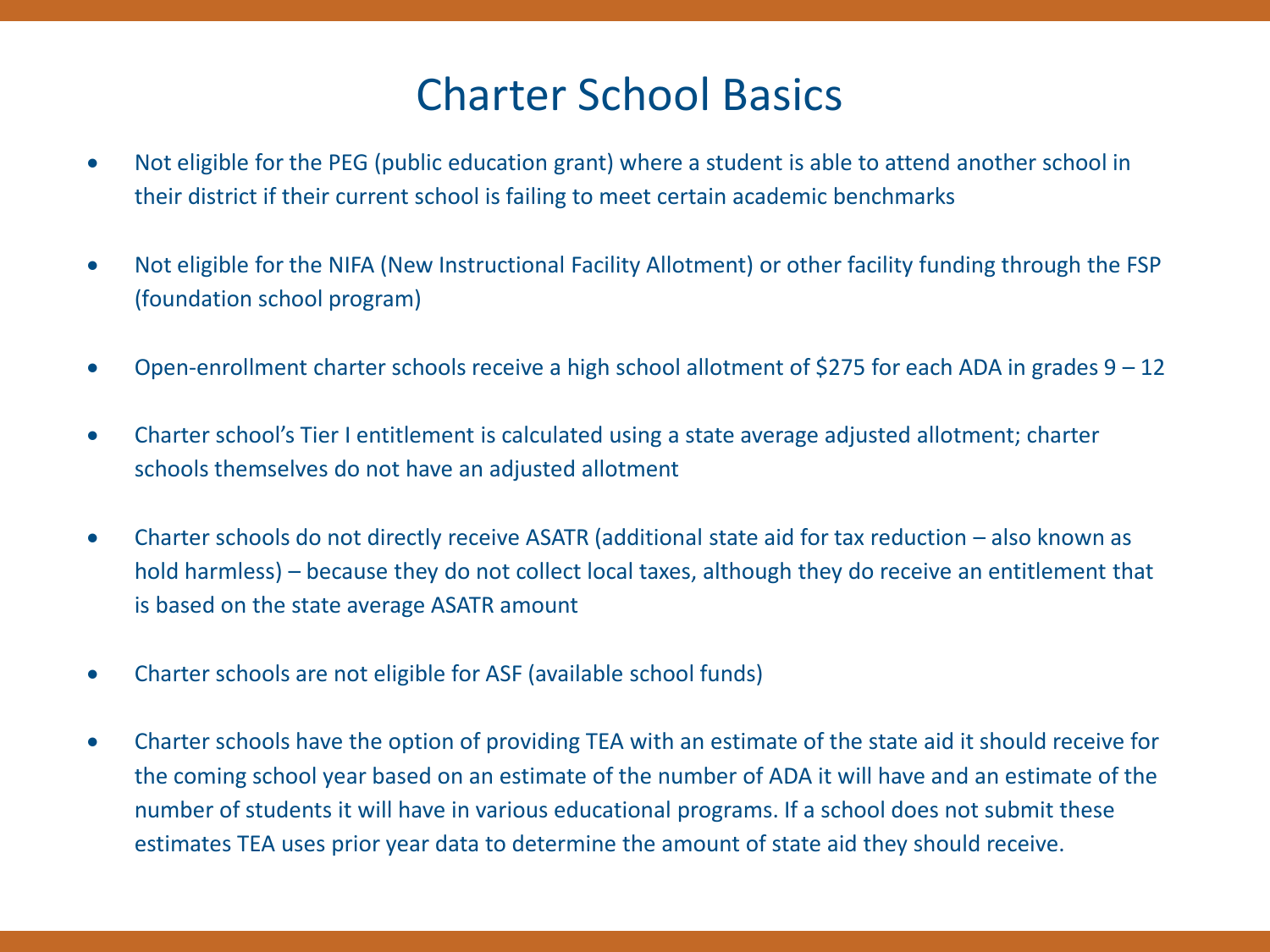# Charter School Basics

- Not eligible for the PEG (public education grant) where a student is able to attend another school in their district if their current school is failing to meet certain academic benchmarks
- Not eligible for the NIFA (New Instructional Facility Allotment) or other facility funding through the FSP (foundation school program)
- Open-enrollment charter schools receive a high school allotment of $275 for each ADA in grades 9 – 12
- Charter school's Tier I entitlement is calculated using a state average adjusted allotment; charter schools themselves do not have an adjusted allotment
- Charter schools do not directly receive ASATR (additional state aid for tax reduction – also known as hold harmless) – because they do not collect local taxes, although they do receive an entitlement that is based on the state average ASATR amount
- Charter schools are not eligible for ASF (available school funds)
- Charter schools have the option of providing TEA with an estimate of the state aid it should receive for the coming school year based on an estimate of the number of ADA it will have and an estimate of the number of students it will have in various educational programs. If a school does not submit these estimates TEA uses prior year data to determine the amount of state aid they should receive.